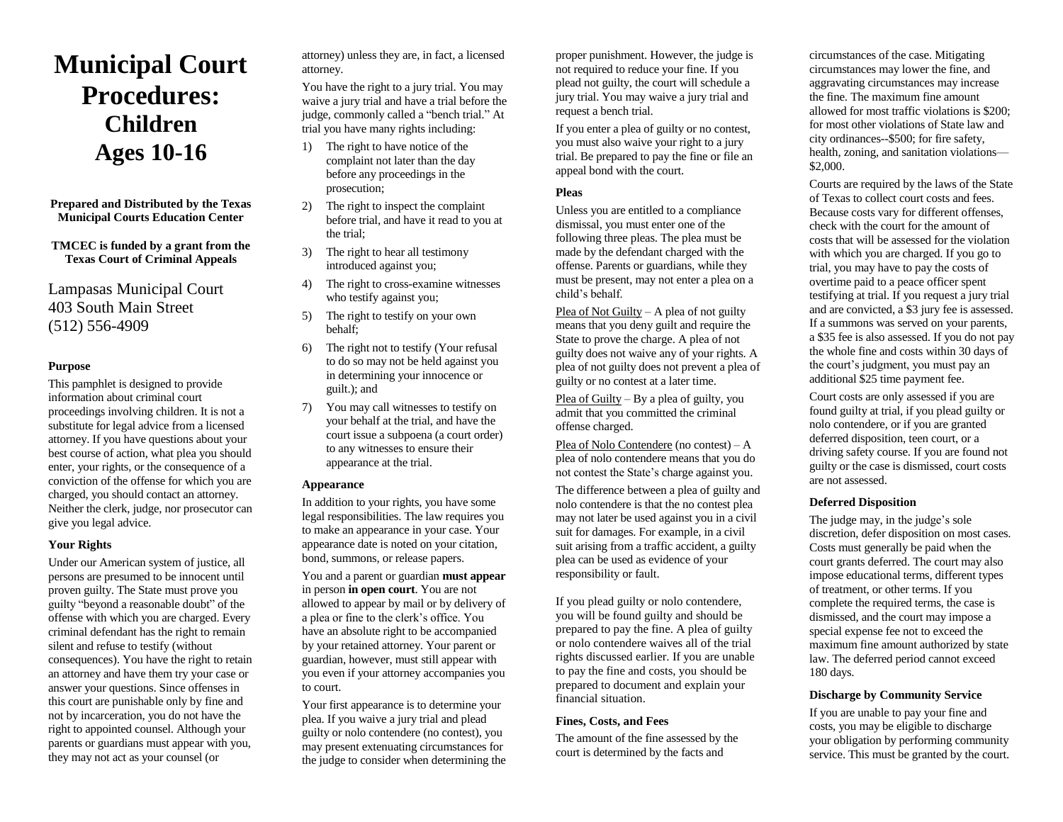# Municipal Court Procedures: Children Ages 10-16

**Prepared and Distributed by the Texas Municipal Courts Education Center**

**TMCEC is funded by a grant from the Texas Court of Criminal Appeals**

Lampasas Municipal Court
403 South Main Street
(512) 556-4909

### Purpose

This pamphlet is designed to provide information about criminal court proceedings involving children. It is not a substitute for legal advice from a licensed attorney. If you have questions about your best course of action, what plea you should enter, your rights, or the consequence of a conviction of the offense for which you are charged, you should contact an attorney. Neither the clerk, judge, nor prosecutor can give you legal advice.

### Your Rights

Under our American system of justice, all persons are presumed to be innocent until proven guilty. The State must prove you guilty "beyond a reasonable doubt" of the offense with which you are charged. Every criminal defendant has the right to remain silent and refuse to testify (without consequences). You have the right to retain an attorney and have them try your case or answer your questions. Since offenses in this court are punishable only by fine and not by incarceration, you do not have the right to appointed counsel. Although your parents or guardians must appear with you, they may not act as your counsel (or attorney) unless they are, in fact, a licensed attorney.

You have the right to a jury trial. You may waive a jury trial and have a trial before the judge, commonly called a "bench trial." At trial you have many rights including:

1) The right to have notice of the complaint not later than the day before any proceedings in the prosecution;
2) The right to inspect the complaint before trial, and have it read to you at the trial;
3) The right to hear all testimony introduced against you;
4) The right to cross-examine witnesses who testify against you;
5) The right to testify on your own behalf;
6) The right not to testify (Your refusal to do so may not be held against you in determining your innocence or guilt.); and
7) You may call witnesses to testify on your behalf at the trial, and have the court issue a subpoena (a court order) to any witnesses to ensure their appearance at the trial.

### Appearance

In addition to your rights, you have some legal responsibilities. The law requires you to make an appearance in your case. Your appearance date is noted on your citation, bond, summons, or release papers.

You and a parent or guardian **must appear** in person **in open court**. You are not allowed to appear by mail or by delivery of a plea or fine to the clerk's office. You have an absolute right to be accompanied by your retained attorney. Your parent or guardian, however, must still appear with you even if your attorney accompanies you to court.

Your first appearance is to determine your plea. If you waive a jury trial and plead guilty or nolo contendere (no contest), you may present extenuating circumstances for the judge to consider when determining the proper punishment. However, the judge is not required to reduce your fine. If you plead not guilty, the court will schedule a jury trial. You may waive a jury trial and request a bench trial.

If you enter a plea of guilty or no contest, you must also waive your right to a jury trial. Be prepared to pay the fine or file an appeal bond with the court.

### Pleas

Unless you are entitled to a compliance dismissal, you must enter one of the following three pleas. The plea must be made by the defendant charged with the offense. Parents or guardians, while they must be present, may not enter a plea on a child's behalf.

Plea of Not Guilty – A plea of not guilty means that you deny guilt and require the State to prove the charge. A plea of not guilty does not waive any of your rights. A plea of not guilty does not prevent a plea of guilty or no contest at a later time.

Plea of Guilty – By a plea of guilty, you admit that you committed the criminal offense charged.

Plea of Nolo Contendere (no contest) – A plea of nolo contendere means that you do not contest the State's charge against you.

The difference between a plea of guilty and nolo contendere is that the no contest plea may not later be used against you in a civil suit for damages. For example, in a civil suit arising from a traffic accident, a guilty plea can be used as evidence of your responsibility or fault.

If you plead guilty or nolo contendere, you will be found guilty and should be prepared to pay the fine. A plea of guilty or nolo contendere waives all of the trial rights discussed earlier. If you are unable to pay the fine and costs, you should be prepared to document and explain your financial situation.

### Fines, Costs, and Fees

The amount of the fine assessed by the court is determined by the facts and circumstances of the case. Mitigating circumstances may lower the fine, and aggravating circumstances may increase the fine. The maximum fine amount allowed for most traffic violations is $200; for most other violations of State law and city ordinances--$500; for fire safety, health, zoning, and sanitation violations—$2,000.

Courts are required by the laws of the State of Texas to collect court costs and fees. Because costs vary for different offenses, check with the court for the amount of costs that will be assessed for the violation with which you are charged. If you go to trial, you may have to pay the costs of overtime paid to a peace officer spent testifying at trial. If you request a jury trial and are convicted, a $3 jury fee is assessed. If a summons was served on your parents, a $35 fee is also assessed. If you do not pay the whole fine and costs within 30 days of the court's judgment, you must pay an additional $25 time payment fee.

Court costs are only assessed if you are found guilty at trial, if you plead guilty or nolo contendere, or if you are granted deferred disposition, teen court, or a driving safety course. If you are found not guilty or the case is dismissed, court costs are not assessed.

### Deferred Disposition

The judge may, in the judge's sole discretion, defer disposition on most cases. Costs must generally be paid when the court grants deferred. The court may also impose educational terms, different types of treatment, or other terms. If you complete the required terms, the case is dismissed, and the court may impose a special expense fee not to exceed the maximum fine amount authorized by state law. The deferred period cannot exceed 180 days.

### Discharge by Community Service

If you are unable to pay your fine and costs, you may be eligible to discharge your obligation by performing community service. This must be granted by the court.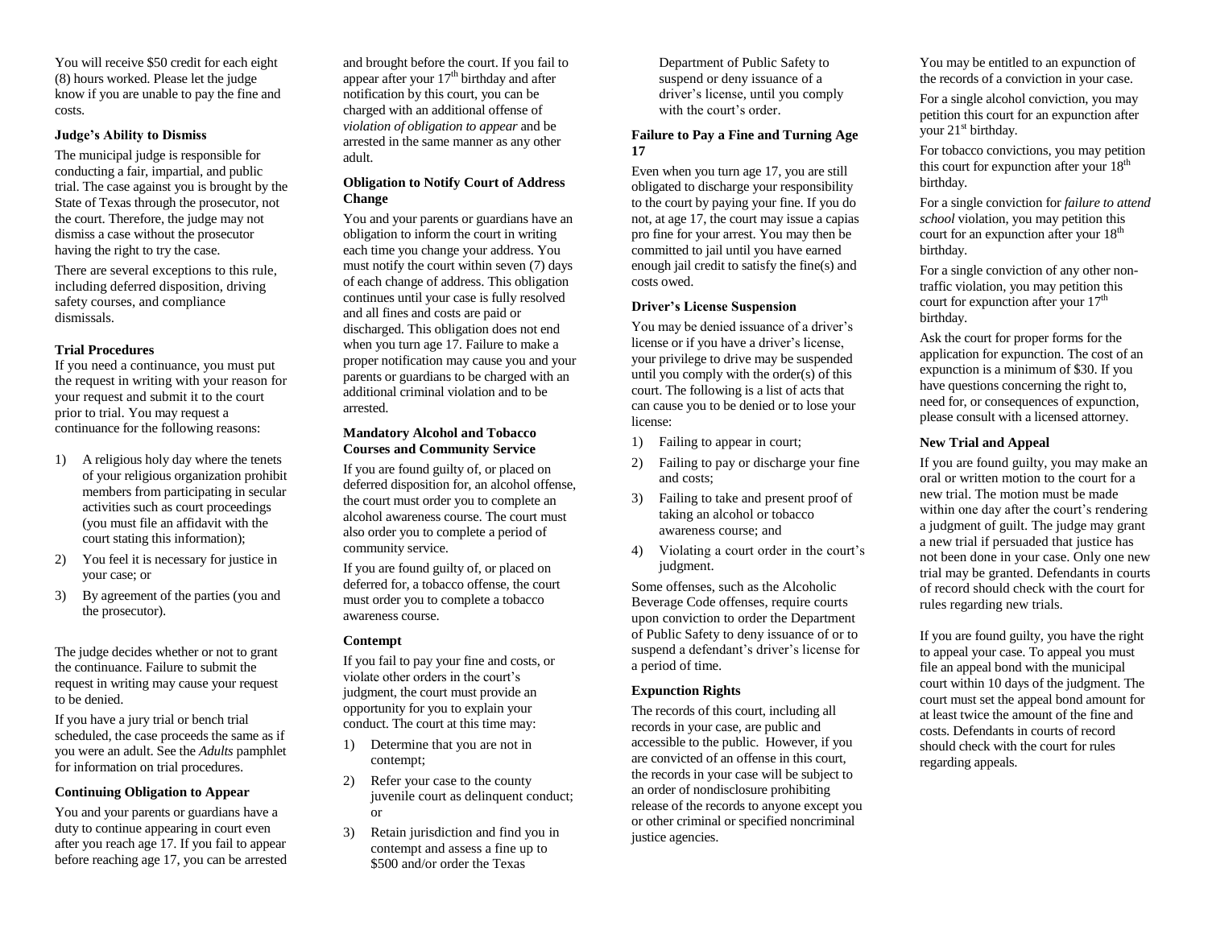You will receive $50 credit for each eight (8) hours worked. Please let the judge know if you are unable to pay the fine and costs.

### Judge's Ability to Dismiss

The municipal judge is responsible for conducting a fair, impartial, and public trial. The case against you is brought by the State of Texas through the prosecutor, not the court. Therefore, the judge may not dismiss a case without the prosecutor having the right to try the case.

There are several exceptions to this rule, including deferred disposition, driving safety courses, and compliance dismissals.

### Trial Procedures

If you need a continuance, you must put the request in writing with your reason for your request and submit it to the court prior to trial. You may request a continuance for the following reasons:

1) A religious holy day where the tenets of your religious organization prohibit members from participating in secular activities such as court proceedings (you must file an affidavit with the court stating this information);
2) You feel it is necessary for justice in your case; or
3) By agreement of the parties (you and the prosecutor).

The judge decides whether or not to grant the continuance. Failure to submit the request in writing may cause your request to be denied.

If you have a jury trial or bench trial scheduled, the case proceeds the same as if you were an adult. See the *Adults* pamphlet for information on trial procedures.

### Continuing Obligation to Appear

You and your parents or guardians have a duty to continue appearing in court even after you reach age 17. If you fail to appear before reaching age 17, you can be arrested and brought before the court. If you fail to appear after your 17th birthday and after notification by this court, you can be charged with an additional offense of *violation of obligation to appear* and be arrested in the same manner as any other adult.

### Obligation to Notify Court of Address Change

You and your parents or guardians have an obligation to inform the court in writing each time you change your address. You must notify the court within seven (7) days of each change of address. This obligation continues until your case is fully resolved and all fines and costs are paid or discharged. This obligation does not end when you turn age 17. Failure to make a proper notification may cause you and your parents or guardians to be charged with an additional criminal violation and to be arrested.

### Mandatory Alcohol and Tobacco Courses and Community Service

If you are found guilty of, or placed on deferred disposition for, an alcohol offense, the court must order you to complete an alcohol awareness course. The court must also order you to complete a period of community service.

If you are found guilty of, or placed on deferred for, a tobacco offense, the court must order you to complete a tobacco awareness course.

### Contempt

If you fail to pay your fine and costs, or violate other orders in the court's judgment, the court must provide an opportunity for you to explain your conduct. The court at this time may:

1) Determine that you are not in contempt;
2) Refer your case to the county juvenile court as delinquent conduct; or
3) Retain jurisdiction and find you in contempt and assess a fine up to $500 and/or order the Texas Department of Public Safety to suspend or deny issuance of a driver's license, until you comply with the court's order.

### Failure to Pay a Fine and Turning Age 17

Even when you turn age 17, you are still obligated to discharge your responsibility to the court by paying your fine. If you do not, at age 17, the court may issue a capias pro fine for your arrest. You may then be committed to jail until you have earned enough jail credit to satisfy the fine(s) and costs owed.

### Driver's License Suspension

You may be denied issuance of a driver's license or if you have a driver's license, your privilege to drive may be suspended until you comply with the order(s) of this court. The following is a list of acts that can cause you to be denied or to lose your license:

1) Failing to appear in court;
2) Failing to pay or discharge your fine and costs;
3) Failing to take and present proof of taking an alcohol or tobacco awareness course; and
4) Violating a court order in the court's judgment.

Some offenses, such as the Alcoholic Beverage Code offenses, require courts upon conviction to order the Department of Public Safety to deny issuance of or to suspend a defendant's driver's license for a period of time.

### Expunction Rights

The records of this court, including all records in your case, are public and accessible to the public. However, if you are convicted of an offense in this court, the records in your case will be subject to an order of nondisclosure prohibiting release of the records to anyone except you or other criminal or specified noncriminal justice agencies.

You may be entitled to an expunction of the records of a conviction in your case.

For a single alcohol conviction, you may petition this court for an expunction after your 21st birthday.

For tobacco convictions, you may petition this court for expunction after your 18th birthday.

For a single conviction for *failure to attend school* violation, you may petition this court for an expunction after your 18th birthday.

For a single conviction of any other non-traffic violation, you may petition this court for expunction after your 17th birthday.

Ask the court for proper forms for the application for expunction. The cost of an expunction is a minimum of $30. If you have questions concerning the right to, need for, or consequences of expunction, please consult with a licensed attorney.

### New Trial and Appeal

If you are found guilty, you may make an oral or written motion to the court for a new trial. The motion must be made within one day after the court's rendering a judgment of guilt. The judge may grant a new trial if persuaded that justice has not been done in your case. Only one new trial may be granted. Defendants in courts of record should check with the court for rules regarding new trials.

If you are found guilty, you have the right to appeal your case. To appeal you must file an appeal bond with the municipal court within 10 days of the judgment. The court must set the appeal bond amount for at least twice the amount of the fine and costs. Defendants in courts of record should check with the court for rules regarding appeals.